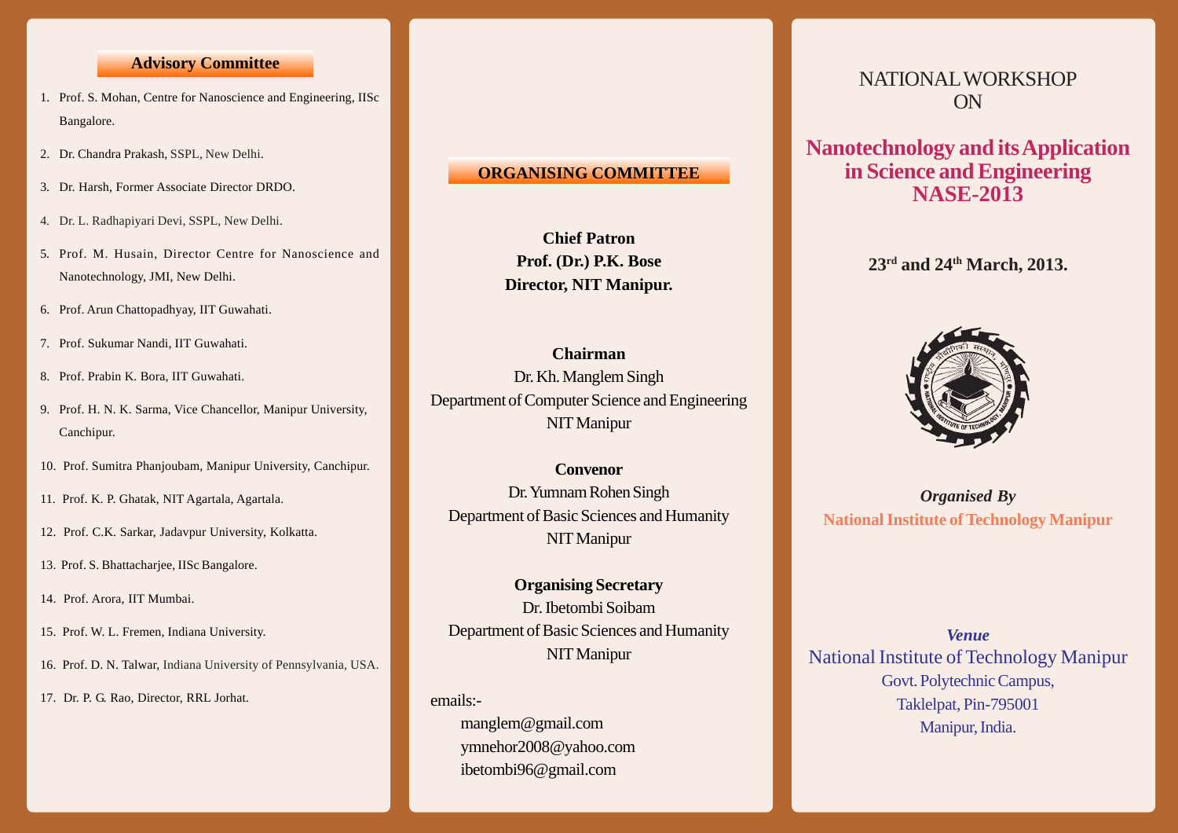## Advisory Committee

1. Prof. S. Mohan, Centre for Nanoscience and Engineering, IISc Bangalore.
2. Dr. Chandra Prakash, SSPL, New Delhi.
3. Dr. Harsh, Former Associate Director DRDO.
4. Dr. L. Radhapiyari Devi, SSPL, New Delhi.
5. Prof. M. Husain, Director Centre for Nanoscience and Nanotechnology, JMI, New Delhi.
6. Prof. Arun Chattopadhyay, IIT Guwahati.
7. Prof. Sukumar Nandi, IIT Guwahati.
8. Prof. Prabin K. Bora, IIT Guwahati.
9. Prof. H. N. K. Sarma, Vice Chancellor, Manipur University, Canchipur.
10. Prof. Sumitra Phanjoubam, Manipur University, Canchipur.
11. Prof. K. P. Ghatak, NIT Agartala, Agartala.
12. Prof. C.K. Sarkar, Jadavpur University, Kolkatta.
13. Prof. S. Bhattacharjee, IISc Bangalore.
14. Prof. Arora, IIT Mumbai.
15. Prof. W. L. Fremen, Indiana University.
16. Prof. D. N. Talwar, Indiana University of Pennsylvania, USA.
17. Dr. P. G. Rao, Director, RRL Jorhat.

## ORGANISING COMMITTEE

**Chief Patron**
**Prof. (Dr.) P.K. Bose**
**Director, NIT Manipur.**

**Chairman**
Dr. Kh. Manglem Singh
Department of Computer Science and Engineering
NIT Manipur

**Convenor**
Dr. Yumnam Rohen Singh
Department of Basic Sciences and Humanity
NIT Manipur

**Organising Secretary**
Dr. Ibetombi Soibam
Department of Basic Sciences and Humanity
NIT Manipur

emails:-
manglem@gmail.com
ymnehor2008@yahoo.com
ibetombi96@gmail.com

# NATIONAL WORKSHOP ON

# Nanotechnology and its Application in Science and Engineering NASE-2013

**23rd and 24th March, 2013.**

***Organised By***
**National Institute of Technology Manipur**

***Venue***
National Institute of Technology Manipur
Govt. Polytechnic Campus,
Taklelpat, Pin-795001
Manipur, India.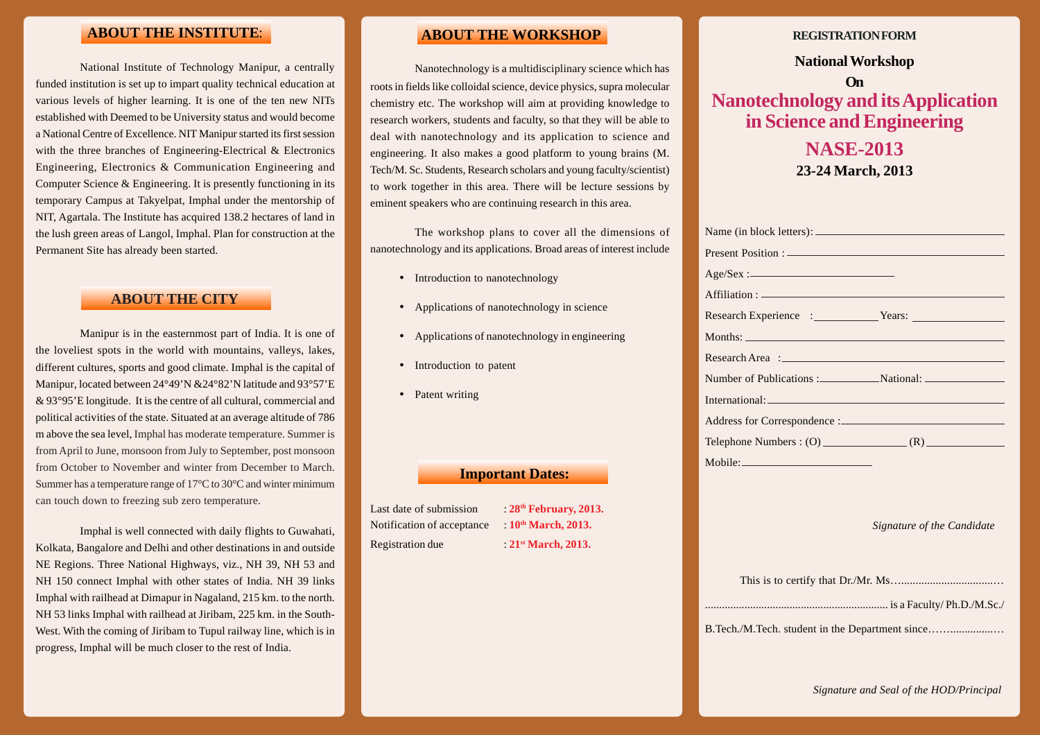## ABOUT THE INSTITUTE:

National Institute of Technology Manipur, a centrally funded institution is set up to impart quality technical education at various levels of higher learning. It is one of the ten new NITs established with Deemed to be University status and would become a National Centre of Excellence. NIT Manipur started its first session with the three branches of Engineering-Electrical & Electronics Engineering, Electronics & Communication Engineering and Computer Science & Engineering. It is presently functioning in its temporary Campus at Takyelpat, Imphal under the mentorship of NIT, Agartala. The Institute has acquired 138.2 hectares of land in the lush green areas of Langol, Imphal. Plan for construction at the Permanent Site has already been started.

## ABOUT THE CITY

Manipur is in the easternmost part of India. It is one of the loveliest spots in the world with mountains, valleys, lakes, different cultures, sports and good climate. Imphal is the capital of Manipur, located between 24°49'N &24°82'N latitude and 93°57'E & 93°95'E longitude. It is the centre of all cultural, commercial and political activities of the state. Situated at an average altitude of 786 m above the sea level, Imphal has moderate temperature. Summer is from April to June, monsoon from July to September, post monsoon from October to November and winter from December to March. Summer has a temperature range of 17°C to 30°C and winter minimum can touch down to freezing sub zero temperature.

Imphal is well connected with daily flights to Guwahati, Kolkata, Bangalore and Delhi and other destinations in and outside NE Regions. Three National Highways, viz., NH 39, NH 53 and NH 150 connect Imphal with other states of India. NH 39 links Imphal with railhead at Dimapur in Nagaland, 215 km. to the north. NH 53 links Imphal with railhead at Jiribam, 225 km. in the South-West. With the coming of Jiribam to Tupul railway line, which is in progress, Imphal will be much closer to the rest of India.

## ABOUT THE WORKSHOP

Nanotechnology is a multidisciplinary science which has roots in fields like colloidal science, device physics, supra molecular chemistry etc. The workshop will aim at providing knowledge to research workers, students and faculty, so that they will be able to deal with nanotechnology and its application to science and engineering. It also makes a good platform to young brains (M. Tech/M. Sc. Students, Research scholars and young faculty/scientist) to work together in this area. There will be lecture sessions by eminent speakers who are continuing research in this area.

The workshop plans to cover all the dimensions of nanotechnology and its applications. Broad areas of interest include

- Introduction to nanotechnology
- Applications of nanotechnology in science
- Applications of nanotechnology in engineering
- Introduction to patent
- Patent writing

## Important Dates:

Last date of submission : **28th February, 2013.**
Notification of acceptance : **10th March, 2013.**
Registration due : **21st March, 2013.**

REGISTRATION FORM

**National Workshop**
**On**

# Nanotechnology and its Application in Science and Engineering

## NASE-2013

**23-24 March, 2013**

Name (in block letters): ____________________

Present Position : ____________________

Age/Sex : ____________

Affiliation : ____________________

Research Experience : __________ Years: __________

Months: ____________________

Research Area : ____________________

Number of Publications : __________ National: __________

International: ____________________

Address for Correspondence : ____________________

Telephone Numbers : (O) __________ (R) __________

Mobile: ____________

*Signature of the Candidate*

This is to certify that Dr./Mr. Ms….................................…
............................................................... is a Faculty/ Ph.D./M.Sc./
B.Tech./M.Tech. student in the Department since…….................…

*Signature and Seal of the HOD/Principal*